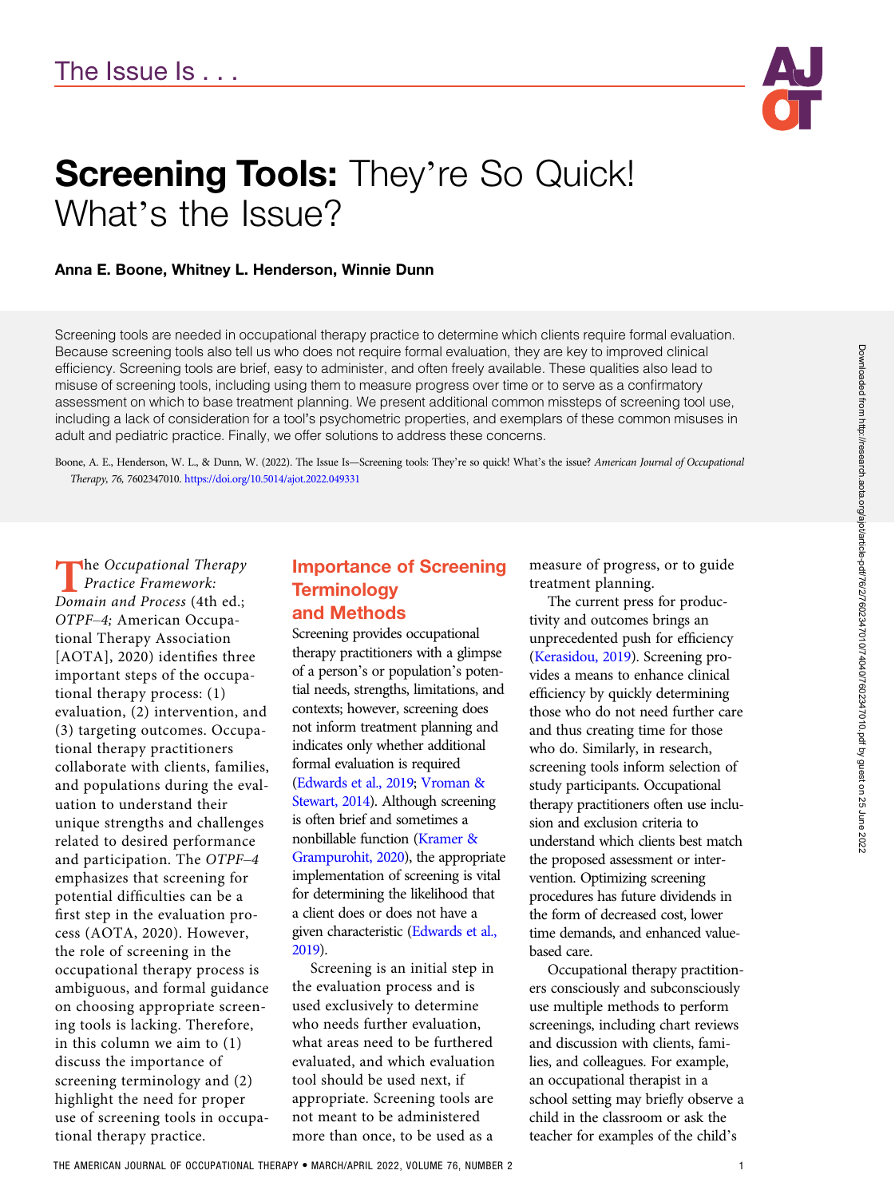The Issue Is . . .

# Screening Tools: They’re So Quick! What’s the Issue?

**Anna E. Boone, Whitney L. Henderson, Winnie Dunn**

Screening tools are needed in occupational therapy practice to determine which clients require formal evaluation. Because screening tools also tell us who does not require formal evaluation, they are key to improved clinical efficiency. Screening tools are brief, easy to administer, and often freely available. These qualities also lead to misuse of screening tools, including using them to measure progress over time or to serve as a confirmatory assessment on which to base treatment planning. We present additional common missteps of screening tool use, including a lack of consideration for a tool’s psychometric properties, and exemplars of these common misuses in adult and pediatric practice. Finally, we offer solutions to address these concerns.

Boone, A. E., Henderson, W. L., & Dunn, W. (2022). The Issue Is—Screening tools: They’re so quick! What’s the issue? *American Journal of Occupational Therapy, 76,* 7602347010. https://doi.org/10.5014/ajot.2022.049331

The *Occupational Therapy Practice Framework: Domain and Process* (4th ed.; *OTPF–4;* American Occupational Therapy Association [AOTA], 2020) identifies three important steps of the occupational therapy process: (1) evaluation, (2) intervention, and (3) targeting outcomes. Occupational therapy practitioners collaborate with clients, families, and populations during the evaluation to understand their unique strengths and challenges related to desired performance and participation. The *OTPF–4* emphasizes that screening for potential difficulties can be a first step in the evaluation process (AOTA, 2020). However, the role of screening in the occupational therapy process is ambiguous, and formal guidance on choosing appropriate screening tools is lacking. Therefore, in this column we aim to (1) discuss the importance of screening terminology and (2) highlight the need for proper use of screening tools in occupational therapy practice.

## Importance of Screening Terminology and Methods

Screening provides occupational therapy practitioners with a glimpse of a person’s or population’s potential needs, strengths, limitations, and contexts; however, screening does not inform treatment planning and indicates only whether additional formal evaluation is required (Edwards et al., 2019; Vroman & Stewart, 2014). Although screening is often brief and sometimes a nonbillable function (Kramer & Grampurohit, 2020), the appropriate implementation of screening is vital for determining the likelihood that a client does or does not have a given characteristic (Edwards et al., 2019).

Screening is an initial step in the evaluation process and is used exclusively to determine who needs further evaluation, what areas need to be furthered evaluated, and which evaluation tool should be used next, if appropriate. Screening tools are not meant to be administered more than once, to be used as a measure of progress, or to guide treatment planning.

The current press for productivity and outcomes brings an unprecedented push for efficiency (Kerasidou, 2019). Screening provides a means to enhance clinical efficiency by quickly determining those who do not need further care and thus creating time for those who do. Similarly, in research, screening tools inform selection of study participants. Occupational therapy practitioners often use inclusion and exclusion criteria to understand which clients best match the proposed assessment or intervention. Optimizing screening procedures has future dividends in the form of decreased cost, lower time demands, and enhanced value-based care.

Occupational therapy practitioners consciously and subconsciously use multiple methods to perform screenings, including chart reviews and discussion with clients, families, and colleagues. For example, an occupational therapist in a school setting may briefly observe a child in the classroom or ask the teacher for examples of the child’s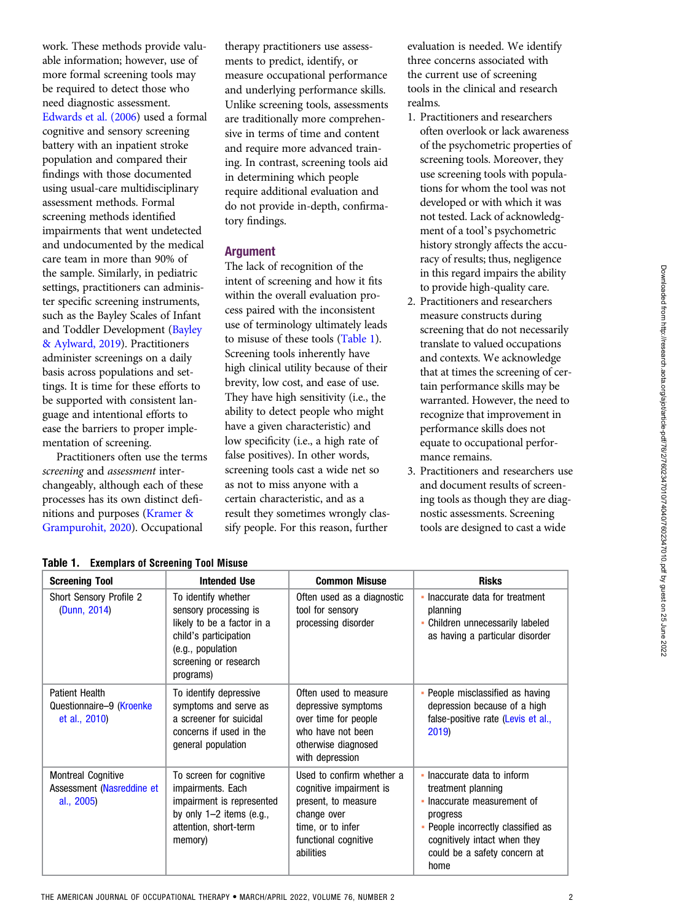work. These methods provide valuable information; however, use of more formal screening tools may be required to detect those who need diagnostic assessment. Edwards et al. (2006) used a formal cognitive and sensory screening battery with an inpatient stroke population and compared their findings with those documented using usual-care multidisciplinary assessment methods. Formal screening methods identified impairments that went undetected and undocumented by the medical care team in more than 90% of the sample. Similarly, in pediatric settings, practitioners can administer specific screening instruments, such as the Bayley Scales of Infant and Toddler Development (Bayley & Aylward, 2019). Practitioners administer screenings on a daily basis across populations and settings. It is time for these efforts to be supported with consistent language and intentional efforts to ease the barriers to proper implementation of screening.

Practitioners often use the terms *screening* and *assessment* interchangeably, although each of these processes has its own distinct definitions and purposes (Kramer & Grampurohit, 2020). Occupational therapy practitioners use assessments to predict, identify, or measure occupational performance and underlying performance skills. Unlike screening tools, assessments are traditionally more comprehensive in terms of time and content and require more advanced training. In contrast, screening tools aid in determining which people require additional evaluation and do not provide in-depth, confirmatory findings.

## Argument

The lack of recognition of the intent of screening and how it fits within the overall evaluation process paired with the inconsistent use of terminology ultimately leads to misuse of these tools (Table 1). Screening tools inherently have high clinical utility because of their brevity, low cost, and ease of use. They have high sensitivity (i.e., the ability to detect people who might have a given characteristic) and low specificity (i.e., a high rate of false positives). In other words, screening tools cast a wide net so as not to miss anyone with a certain characteristic, and as a result they sometimes wrongly classify people. For this reason, further evaluation is needed. We identify three concerns associated with the current use of screening tools in the clinical and research realms.

1. Practitioners and researchers often overlook or lack awareness of the psychometric properties of screening tools. Moreover, they use screening tools with populations for whom the tool was not developed or with which it was not tested. Lack of acknowledgment of a tool's psychometric history strongly affects the accuracy of results; thus, negligence in this regard impairs the ability to provide high-quality care.
2. Practitioners and researchers measure constructs during screening that do not necessarily translate to valued occupations and contexts. We acknowledge that at times the screening of certain performance skills may be warranted. However, the need to recognize that improvement in performance skills does not equate to occupational performance remains.
3. Practitioners and researchers use and document results of screening tools as though they are diagnostic assessments. Screening tools are designed to cast a wide

**Table 1. Exemplars of Screening Tool Misuse**

| Screening Tool | Intended Use | Common Misuse | Risks |
|---|---|---|---|
| Short Sensory Profile 2 (Dunn, 2014) | To identify whether sensory processing is likely to be a factor in a child's participation (e.g., population screening or research programs) | Often used as a diagnostic tool for sensory processing disorder | • Inaccurate data for treatment planning<br>• Children unnecessarily labeled as having a particular disorder |
| Patient Health Questionnaire–9 (Kroenke et al., 2010) | To identify depressive symptoms and serve as a screener for suicidal concerns if used in the general population | Often used to measure depressive symptoms over time for people who have not been otherwise diagnosed with depression | • People misclassified as having depression because of a high false-positive rate (Levis et al., 2019) |
| Montreal Cognitive Assessment (Nasreddine et al., 2005) | To screen for cognitive impairments. Each impairment is represented by only 1–2 items (e.g., attention, short-term memory) | Used to confirm whether a cognitive impairment is present, to measure change over time, or to infer functional cognitive abilities | • Inaccurate data to inform treatment planning<br>• Inaccurate measurement of progress<br>• People incorrectly classified as cognitively intact when they could be a safety concern at home |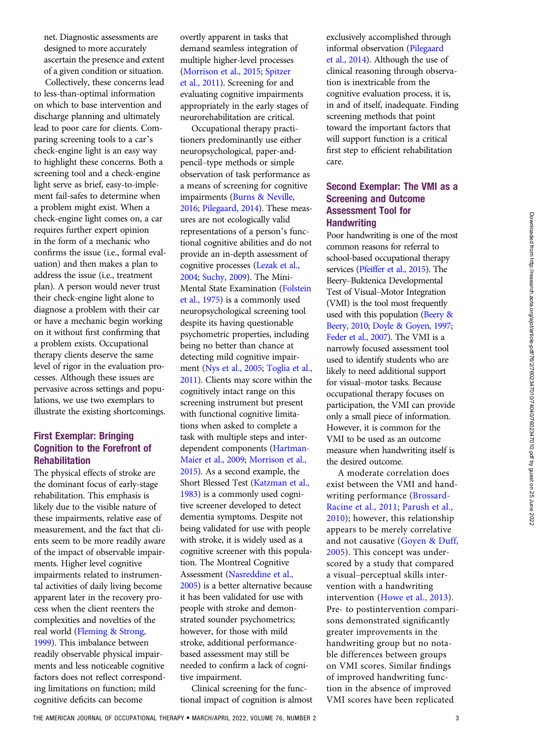net. Diagnostic assessments are designed to more accurately ascertain the presence and extent of a given condition or situation.

Collectively, these concerns lead to less-than-optimal information on which to base intervention and discharge planning and ultimately lead to poor care for clients. Comparing screening tools to a car's check-engine light is an easy way to highlight these concerns. Both a screening tool and a check-engine light serve as brief, easy-to-implement fail-safes to determine when a problem might exist. When a check-engine light comes on, a car requires further expert opinion in the form of a mechanic who confirms the issue (i.e., formal evaluation) and then makes a plan to address the issue (i.e., treatment plan). A person would never trust their check-engine light alone to diagnose a problem with their car or have a mechanic begin working on it without first confirming that a problem exists. Occupational therapy clients deserve the same level of rigor in the evaluation processes. Although these issues are pervasive across settings and populations, we use two exemplars to illustrate the existing shortcomings.

## First Exemplar: Bringing Cognition to the Forefront of Rehabilitation

The physical effects of stroke are the dominant focus of early-stage rehabilitation. This emphasis is likely due to the visible nature of these impairments, relative ease of measurement, and the fact that clients seem to be more readily aware of the impact of observable impairments. Higher level cognitive impairments related to instrumental activities of daily living become apparent later in the recovery process when the client reenters the complexities and novelties of the real world (Fleming & Strong, 1999). This imbalance between readily observable physical impairments and less noticeable cognitive factors does not reflect corresponding limitations on function; mild cognitive deficits can become overtly apparent in tasks that demand seamless integration of multiple higher-level processes (Morrison et al., 2015; Spitzer et al., 2011). Screening for and evaluating cognitive impairments appropriately in the early stages of neurorehabilitation are critical.

Occupational therapy practitioners predominantly use either neuropsychological, paper-and-pencil–type methods or simple observation of task performance as a means of screening for cognitive impairments (Burns & Neville, 2016; Pilegaard, 2014). These measures are not ecologically valid representations of a person's functional cognitive abilities and do not provide an in-depth assessment of cognitive processes (Lezak et al., 2004; Suchy, 2009). The Mini-Mental State Examination (Folstein et al., 1975) is a commonly used neuropsychological screening tool despite its having questionable psychometric properties, including being no better than chance at detecting mild cognitive impairment (Nys et al., 2005; Toglia et al., 2011). Clients may score within the cognitively intact range on this screening instrument but present with functional cognitive limitations when asked to complete a task with multiple steps and interdependent components (Hartman-Maier et al., 2009; Morrison et al., 2015). As a second example, the Short Blessed Test (Katzman et al., 1983) is a commonly used cognitive screener developed to detect dementia symptoms. Despite not being validated for use with people with stroke, it is widely used as a cognitive screener with this population. The Montreal Cognitive Assessment (Nasreddine et al., 2005) is a better alternative because it has been validated for use with people with stroke and demonstrated sounder psychometrics; however, for those with mild stroke, additional performance-based assessment may still be needed to confirm a lack of cognitive impairment.

Clinical screening for the functional impact of cognition is almost exclusively accomplished through informal observation (Pilegaard et al., 2014). Although the use of clinical reasoning through observation is inextricable from the cognitive evaluation process, it is, in and of itself, inadequate. Finding screening methods that point toward the important factors that will support function is a critical first step to efficient rehabilitation care.

## Second Exemplar: The VMI as a Screening and Outcome Assessment Tool for Handwriting

Poor handwriting is one of the most common reasons for referral to school-based occupational therapy services (Pfeiffer et al., 2015). The Beery–Buktenica Developmental Test of Visual–Motor Integration (VMI) is the tool most frequently used with this population (Beery & Beery, 2010; Doyle & Goyen, 1997; Feder et al., 2007). The VMI is a narrowly focused assessment tool used to identify students who are likely to need additional support for visual–motor tasks. Because occupational therapy focuses on participation, the VMI can provide only a small piece of information. However, it is common for the VMI to be used as an outcome measure when handwriting itself is the desired outcome.

A moderate correlation does exist between the VMI and handwriting performance (Brossard-Racine et al., 2011; Parush et al., 2010); however, this relationship appears to be merely correlative and not causative (Goyen & Duff, 2005). This concept was underscored by a study that compared a visual–perceptual skills intervention with a handwriting intervention (Howe et al., 2013). Pre- to postintervention comparisons demonstrated significantly greater improvements in the handwriting group but no notable differences between groups on VMI scores. Similar findings of improved handwriting function in the absence of improved VMI scores have been replicated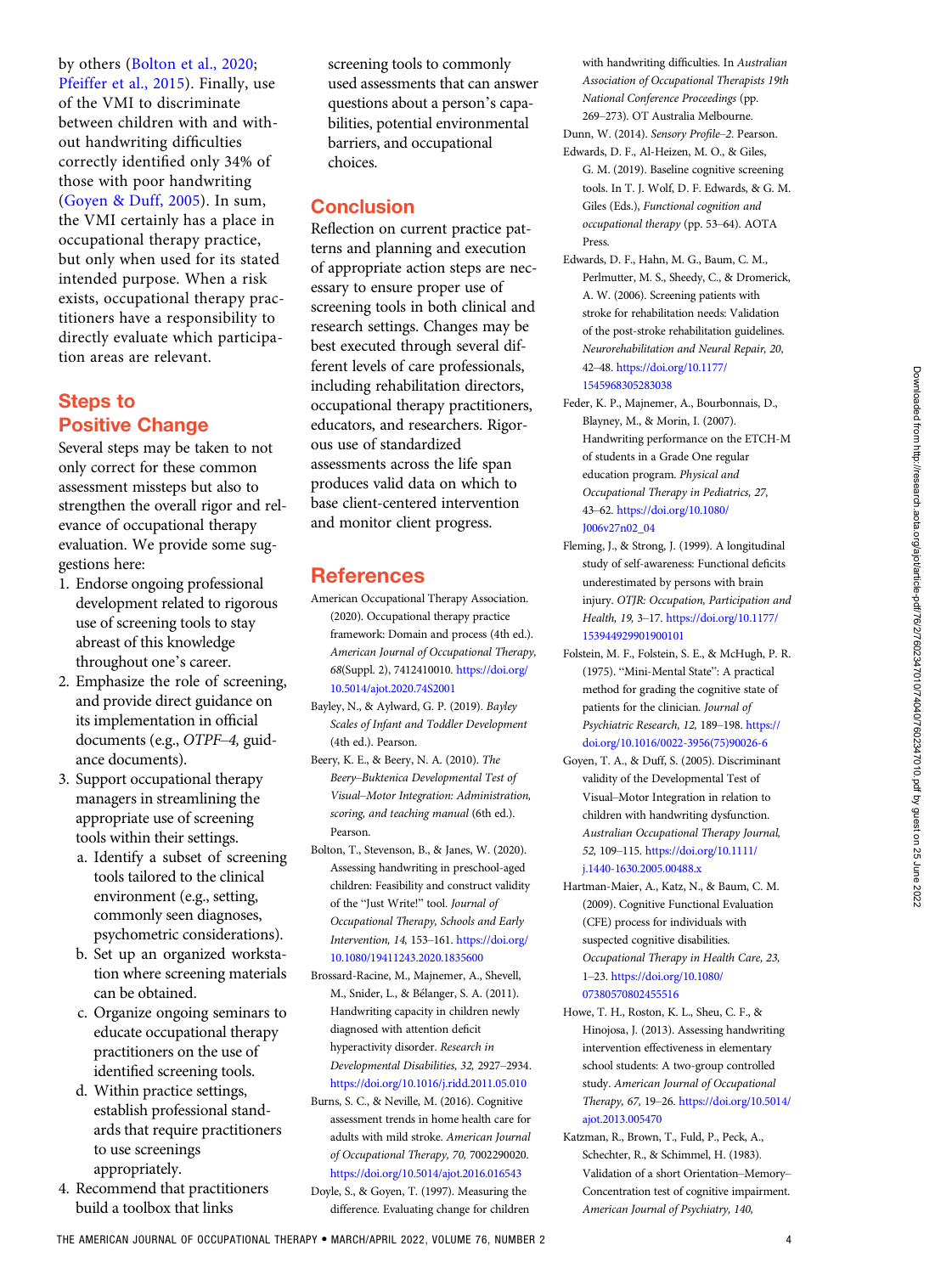by others (Bolton et al., 2020; Pfeiffer et al., 2015). Finally, use of the VMI to discriminate between children with and without handwriting difficulties correctly identified only 34% of those with poor handwriting (Goyen & Duff, 2005). In sum, the VMI certainly has a place in occupational therapy practice, but only when used for its stated intended purpose. When a risk exists, occupational therapy practitioners have a responsibility to directly evaluate which participation areas are relevant.

## Steps to Positive Change

Several steps may be taken to not only correct for these common assessment missteps but also to strengthen the overall rigor and relevance of occupational therapy evaluation. We provide some suggestions here:

1. Endorse ongoing professional development related to rigorous use of screening tools to stay abreast of this knowledge throughout one's career.
2. Emphasize the role of screening, and provide direct guidance on its implementation in official documents (e.g., *OTPF–4,* guidance documents).
3. Support occupational therapy managers in streamlining the appropriate use of screening tools within their settings.
   a. Identify a subset of screening tools tailored to the clinical environment (e.g., setting, commonly seen diagnoses, psychometric considerations).
   b. Set up an organized workstation where screening materials can be obtained.
   c. Organize ongoing seminars to educate occupational therapy practitioners on the use of identified screening tools.
   d. Within practice settings, establish professional standards that require practitioners to use screenings appropriately.
4. Recommend that practitioners build a toolbox that links screening tools to commonly used assessments that can answer questions about a person's capabilities, potential environmental barriers, and occupational choices.

## Conclusion

Reflection on current practice patterns and planning and execution of appropriate action steps are necessary to ensure proper use of screening tools in both clinical and research settings. Changes may be best executed through several different levels of care professionals, including rehabilitation directors, occupational therapy practitioners, educators, and researchers. Rigorous use of standardized assessments across the life span produces valid data on which to base client-centered intervention and monitor client progress.

## References

American Occupational Therapy Association. (2020). Occupational therapy practice framework: Domain and process (4th ed.). *American Journal of Occupational Therapy, 68*(Suppl. 2), 7412410010. https://doi.org/10.5014/ajot.2020.74S2001

Bayley, N., & Aylward, G. P. (2019). *Bayley Scales of Infant and Toddler Development* (4th ed.). Pearson.

Beery, K. E., & Beery, N. A. (2010). *The Beery–Buktenica Developmental Test of Visual–Motor Integration: Administration, scoring, and teaching manual* (6th ed.). Pearson.

Bolton, T., Stevenson, B., & Janes, W. (2020). Assessing handwriting in preschool-aged children: Feasibility and construct validity of the "Just Write!" tool. *Journal of Occupational Therapy, Schools and Early Intervention, 14,* 153–161. https://doi.org/10.1080/19411243.2020.1835600

Brossard-Racine, M., Majnemer, A., Shevell, M., Snider, L., & Bélanger, S. A. (2011). Handwriting capacity in children newly diagnosed with attention deficit hyperactivity disorder. *Research in Developmental Disabilities, 32,* 2927–2934. https://doi.org/10.1016/j.ridd.2011.05.010

Burns, S. C., & Neville, M. (2016). Cognitive assessment trends in home health care for adults with mild stroke. *American Journal of Occupational Therapy, 70,* 7002290020. https://doi.org/10.5014/ajot.2016.016543

Doyle, S., & Goyen, T. (1997). Measuring the difference. Evaluating change for children with handwriting difficulties. In *Australian Association of Occupational Therapists 19th National Conference Proceedings* (pp. 269–273). OT Australia Melbourne.

Dunn, W. (2014). *Sensory Profile–2.* Pearson.

Edwards, D. F., Al-Heizen, M. O., & Giles, G. M. (2019). Baseline cognitive screening tools. In T. J. Wolf, D. F. Edwards, & G. M. Giles (Eds.), *Functional cognition and occupational therapy* (pp. 53–64). AOTA Press.

Edwards, D. F., Hahn, M. G., Baum, C. M., Perlmutter, M. S., Sheedy, C., & Dromerick, A. W. (2006). Screening patients with stroke for rehabilitation needs: Validation of the post-stroke rehabilitation guidelines. *Neurorehabilitation and Neural Repair, 20,* 42–48. https://doi.org/10.1177/1545968305283038

Feder, K. P., Majnemer, A., Bourbonnais, D., Blayney, M., & Morin, I. (2007). Handwriting performance on the ETCH-M of students in a Grade One regular education program. *Physical and Occupational Therapy in Pediatrics, 27,* 43–62. https://doi.org/10.1080/J006v27n02_04

Fleming, J., & Strong, J. (1999). A longitudinal study of self-awareness: Functional deficits underestimated by persons with brain injury. *OTJR: Occupation, Participation and Health, 19,* 3–17. https://doi.org/10.1177/153944929901900101

Folstein, M. F., Folstein, S. E., & McHugh, P. R. (1975). "Mini-Mental State": A practical method for grading the cognitive state of patients for the clinician. *Journal of Psychiatric Research, 12,* 189–198. https://doi.org/10.1016/0022-3956(75)90026-6

Goyen, T. A., & Duff, S. (2005). Discriminant validity of the Developmental Test of Visual–Motor Integration in relation to children with handwriting dysfunction. *Australian Occupational Therapy Journal, 52,* 109–115. https://doi.org/10.1111/j.1440-1630.2005.00488.x

Hartman-Maier, A., Katz, N., & Baum, C. M. (2009). Cognitive Functional Evaluation (CFE) process for individuals with suspected cognitive disabilities. *Occupational Therapy in Health Care, 23,* 1–23. https://doi.org/10.1080/07380570802455516

Howe, T. H., Roston, K. L., Sheu, C. F., & Hinojosa, J. (2013). Assessing handwriting intervention effectiveness in elementary school students: A two-group controlled study. *American Journal of Occupational Therapy, 67,* 19–26. https://doi.org/10.5014/ajot.2013.005470

Katzman, R., Brown, T., Fuld, P., Peck, A., Schechter, R., & Schimmel, H. (1983). Validation of a short Orientation–Memory–Concentration test of cognitive impairment. *American Journal of Psychiatry, 140,*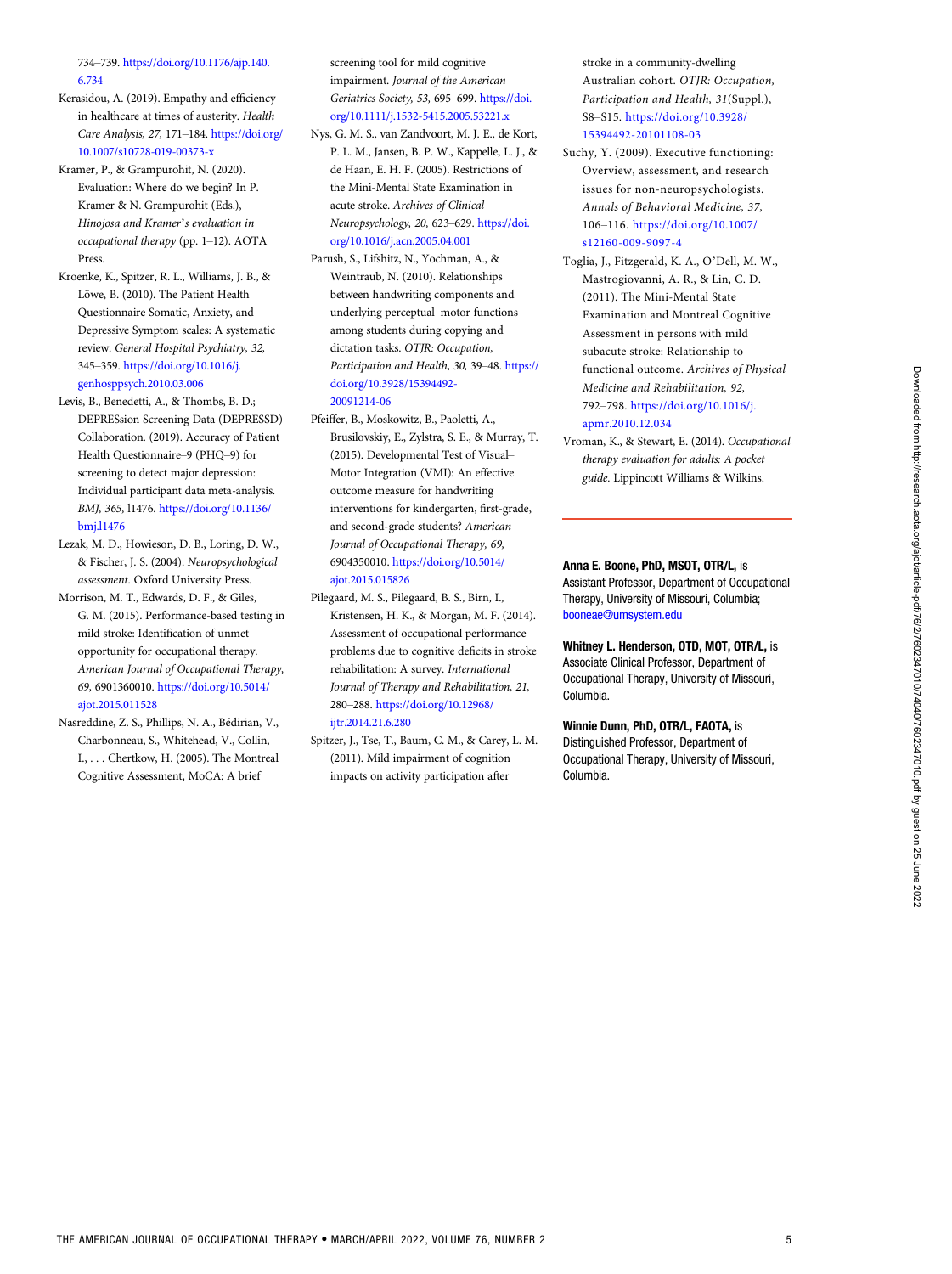734–739. https://doi.org/10.1176/ajp.140.6.734

Kerasidou, A. (2019). Empathy and efficiency in healthcare at times of austerity. *Health Care Analysis, 27,* 171–184. https://doi.org/10.1007/s10728-019-00373-x

Kramer, P., & Grampurohit, N. (2020). Evaluation: Where do we begin? In P. Kramer & N. Grampurohit (Eds.), *Hinojosa and Kramer's evaluation in occupational therapy* (pp. 1–12). AOTA Press.

Kroenke, K., Spitzer, R. L., Williams, J. B., & Löwe, B. (2010). The Patient Health Questionnaire Somatic, Anxiety, and Depressive Symptom scales: A systematic review. *General Hospital Psychiatry, 32,* 345–359. https://doi.org/10.1016/j.genhosppsych.2010.03.006

Levis, B., Benedetti, A., & Thombs, B. D.; DEPRESsion Screening Data (DEPRESSD) Collaboration. (2019). Accuracy of Patient Health Questionnaire–9 (PHQ–9) for screening to detect major depression: Individual participant data meta-analysis. *BMJ, 365,* l1476. https://doi.org/10.1136/bmj.l1476

Lezak, M. D., Howieson, D. B., Loring, D. W., & Fischer, J. S. (2004). *Neuropsychological assessment.* Oxford University Press.

Morrison, M. T., Edwards, D. F., & Giles, G. M. (2015). Performance-based testing in mild stroke: Identification of unmet opportunity for occupational therapy. *American Journal of Occupational Therapy, 69,* 6901360010. https://doi.org/10.5014/ajot.2015.011528

Nasreddine, Z. S., Phillips, N. A., Bédirian, V., Charbonneau, S., Whitehead, V., Collin, I., . . . Chertkow, H. (2005). The Montreal Cognitive Assessment, MoCA: A brief screening tool for mild cognitive impairment. *Journal of the American Geriatrics Society, 53,* 695–699. https://doi.org/10.1111/j.1532-5415.2005.53221.x

Nys, G. M. S., van Zandvoort, M. J. E., de Kort, P. L. M., Jansen, B. P. W., Kappelle, L. J., & de Haan, E. H. F. (2005). Restrictions of the Mini-Mental State Examination in acute stroke. *Archives of Clinical Neuropsychology, 20,* 623–629. https://doi.org/10.1016/j.acn.2005.04.001

Parush, S., Lifshitz, N., Yochman, A., & Weintraub, N. (2010). Relationships between handwriting components and underlying perceptual–motor functions among students during copying and dictation tasks. *OTJR: Occupation, Participation and Health, 30,* 39–48. https://doi.org/10.3928/15394492-20091214-06

Pfeiffer, B., Moskowitz, B., Paoletti, A., Brusilovskiy, E., Zylstra, S. E., & Murray, T. (2015). Developmental Test of Visual–Motor Integration (VMI): An effective outcome measure for handwriting interventions for kindergarten, first-grade, and second-grade students? *American Journal of Occupational Therapy, 69,* 6904350010. https://doi.org/10.5014/ajot.2015.015826

Pilegaard, M. S., Pilegaard, B. S., Birn, I., Kristensen, H. K., & Morgan, M. F. (2014). Assessment of occupational performance problems due to cognitive deficits in stroke rehabilitation: A survey. *International Journal of Therapy and Rehabilitation, 21,* 280–288. https://doi.org/10.12968/ijtr.2014.21.6.280

Spitzer, J., Tse, T., Baum, C. M., & Carey, L. M. (2011). Mild impairment of cognition impacts on activity participation after stroke in a community-dwelling Australian cohort. *OTJR: Occupation, Participation and Health, 31*(Suppl.), S8–S15. https://doi.org/10.3928/15394492-20101108-03

Suchy, Y. (2009). Executive functioning: Overview, assessment, and research issues for non-neuropsychologists. *Annals of Behavioral Medicine, 37,* 106–116. https://doi.org/10.1007/s12160-009-9097-4

Toglia, J., Fitzgerald, K. A., O'Dell, M. W., Mastrogiovanni, A. R., & Lin, C. D. (2011). The Mini-Mental State Examination and Montreal Cognitive Assessment in persons with mild subacute stroke: Relationship to functional outcome. *Archives of Physical Medicine and Rehabilitation, 92,* 792–798. https://doi.org/10.1016/j.apmr.2010.12.034

Vroman, K., & Stewart, E. (2014). *Occupational therapy evaluation for adults: A pocket guide.* Lippincott Williams & Wilkins.

---

**Anna E. Boone, PhD, MSOT, OTR/L,** is Assistant Professor, Department of Occupational Therapy, University of Missouri, Columbia; booneae@umsystem.edu

**Whitney L. Henderson, OTD, MOT, OTR/L,** is Associate Clinical Professor, Department of Occupational Therapy, University of Missouri, Columbia.

**Winnie Dunn, PhD, OTR/L, FAOTA,** is Distinguished Professor, Department of Occupational Therapy, University of Missouri, Columbia.